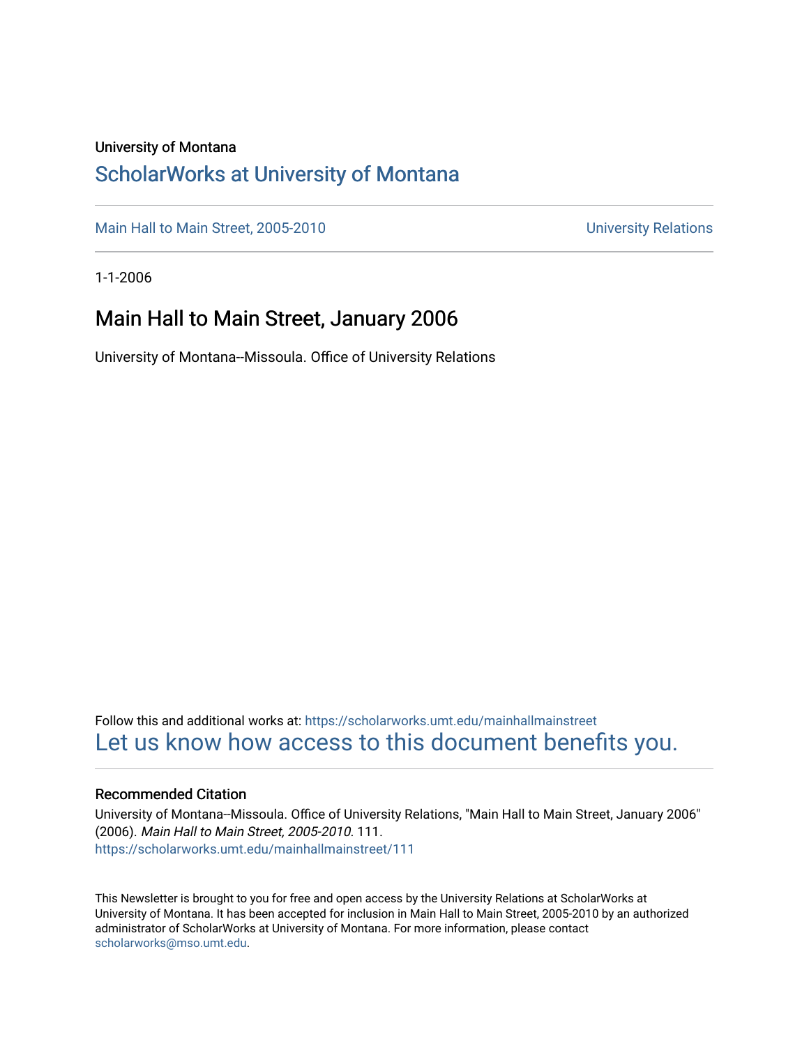University of Montana

## ScholarWorks at University of Montana

Main Hall to Main Street, 2005-2010 | University Relations

1-1-2006

# Main Hall to Main Street, January 2006

University of Montana--Missoula. Office of University Relations

Follow this and additional works at: https://scholarworks.umt.edu/mainhallmainstreet

Let us know how access to this document benefits you.

### Recommended Citation

University of Montana--Missoula. Office of University Relations, "Main Hall to Main Street, January 2006" (2006). *Main Hall to Main Street, 2005-2010*. 111.
https://scholarworks.umt.edu/mainhallmainstreet/111

This Newsletter is brought to you for free and open access by the University Relations at ScholarWorks at University of Montana. It has been accepted for inclusion in Main Hall to Main Street, 2005-2010 by an authorized administrator of ScholarWorks at University of Montana. For more information, please contact scholarworks@mso.umt.edu.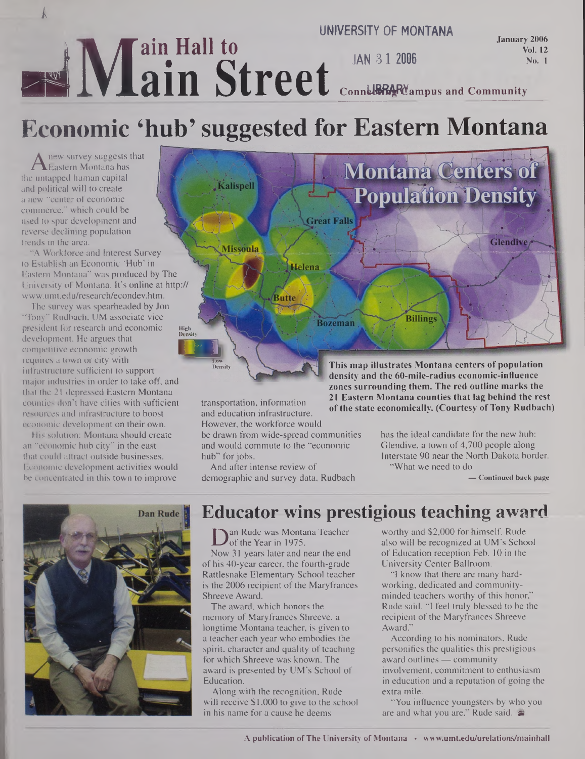UNIVERSITY OF MONTANA

JAN 31 2006

LIBRARY

# Main Hall to Main Street

Connecting Campus and Community

January 2006
Vol. 12
No. 1

## Economic 'hub' suggested for Eastern Montana

A new survey suggests that Eastern Montana has the untapped human capital and political will to create a new "center of economic commerce," which could be used to spur development and reverse declining population trends in the area.

"A Workforce and Interest Survey to Establish an Economic 'Hub' in Eastern Montana" was produced by The University of Montana. It's online at http://www.umt.edu/research/econdev.htm.

The survey was spearheaded by Jon "Tony" Rudbach, UM associate vice president for research and economic development. He argues that competitive economic growth requires a town or city with infrastructure sufficient to support major industries in order to take off, and that the 21 depressed Eastern Montana counties don't have cities with sufficient resources and infrastructure to boost economic development on their own.

His solution: Montana should create an "economic hub city" in the east that could attract outside businesses. Economic development activities would be concentrated in this town to improve transportation, information and education infrastructure. However, the workforce would be drawn from wide-spread communities and would commute to the "economic hub" for jobs.

And after intense review of demographic and survey data, Rudbach has the ideal candidate for the new hub: Glendive, a town of 4,700 people along Interstate 90 near the North Dakota border.

"What we need to do

— Continued back page

**This map illustrates Montana centers of population density and the 60-mile-radius economic-influence zones surrounding them. The red outline marks the 21 Eastern Montana counties that lag behind the rest of the state economically. (Courtesy of Tony Rudbach)**

## Educator wins prestigious teaching award

Dan Rude

Dan Rude was Montana Teacher of the Year in 1975.

Now 31 years later and near the end of his 40-year career, the fourth-grade Rattlesnake Elementary School teacher is the 2006 recipient of the Maryfrances Shreeve Award.

The award, which honors the memory of Maryfrances Shreeve, a longtime Montana teacher, is given to a teacher each year who embodies the spirit, character and quality of teaching for which Shreeve was known. The award is presented by UM's School of Education.

Along with the recognition, Rude will receive $1,000 to give to the school in his name for a cause he deems worthy and $2,000 for himself. Rude also will be recognized at UM's School of Education reception Feb. 10 in the University Center Ballroom.

"I know that there are many hard-working, dedicated and community-minded teachers worthy of this honor," Rude said. "I feel truly blessed to be the recipient of the Maryfrances Shreeve Award."

According to his nominators, Rude personifies the qualities this prestigious award outlines — community involvement, commitment to enthusiasm in education and a reputation of going the extra mile.

"You influence youngsters by who you are and what you are," Rude said.

A publication of The University of Montana • www.umt.edu/urelations/mainhall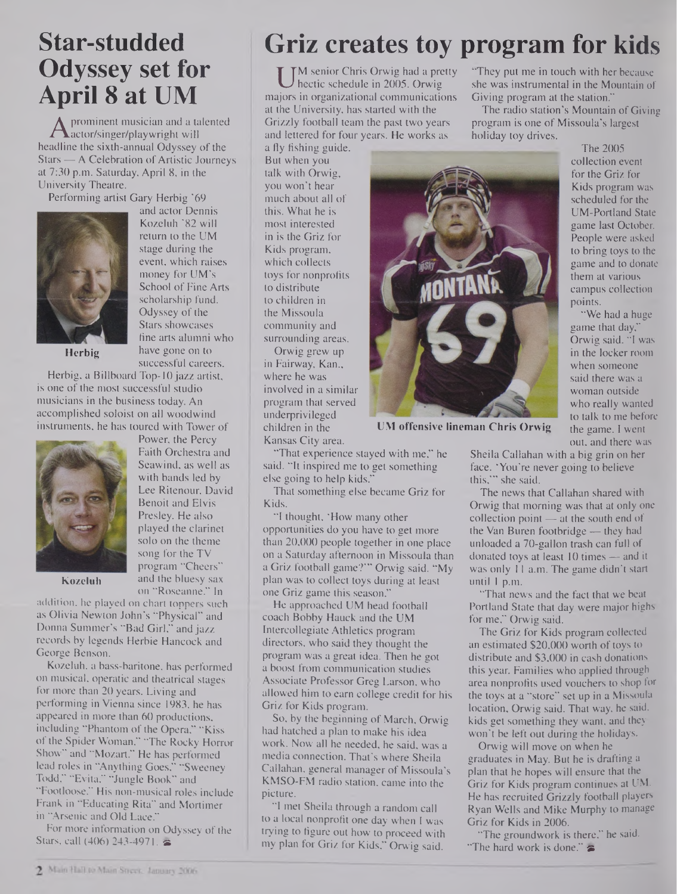# Star-studded Odyssey set for April 8 at UM

A prominent musician and a talented actor/singer/playwright will headline the sixth-annual Odyssey of the Stars — A Celebration of Artistic Journeys at 7:30 p.m. Saturday, April 8, in the University Theatre.

Performing artist Gary Herbig '69 and actor Dennis Kozeluh '82 will return to the UM stage during the event, which raises money for UM's School of Fine Arts scholarship fund. Odyssey of the Stars showcases fine arts alumni who have gone on to successful careers.

Herbig

Herbig, a Billboard Top-10 jazz artist, is one of the most successful studio musicians in the business today. An accomplished soloist on all woodwind instruments, he has toured with Tower of Power, the Percy Faith Orchestra and Seawind, as well as with bands led by Lee Ritenour, David Benoit and Elvis Presley. He also played the clarinet solo on the theme song for the TV program "Cheers" and the bluesy sax on "Roseanne." In addition, he played on chart toppers such as Olivia Newton John's "Physical" and Donna Summer's "Bad Girl," and jazz records by legends Herbie Hancock and George Benson.

Kozeluh

Kozeluh, a bass-baritone, has performed on musical, operatic and theatrical stages for more than 20 years. Living and performing in Vienna since 1983, he has appeared in more than 60 productions, including "Phantom of the Opera," "Kiss of the Spider Woman," "The Rocky Horror Show" and "Mozart." He has performed lead roles in "Anything Goes," "Sweeney Todd," "Evita," "Jungle Book" and "Footloose." His non-musical roles include Frank in "Educating Rita" and Mortimer in "Arsenic and Old Lace."

For more information on Odyssey of the Stars, call (406) 243-4971.

# Griz creates toy program for kids

UM senior Chris Orwig had a pretty hectic schedule in 2005. Orwig majors in organizational communications at the University, has started with the Grizzly football team the past two years and lettered for four years. He works as a fly fishing guide. But when you talk with Orwig, you won't hear much about all of this. What he is most interested in is the Griz for Kids program, which collects toys for nonprofits to distribute to children in the Missoula community and surrounding areas.

Orwig grew up in Fairway, Kan., where he was involved in a similar program that served underprivileged children in the Kansas City area.

UM offensive lineman Chris Orwig

"That experience stayed with me," he said. "It inspired me to get something else going to help kids."

That something else became Griz for Kids.

"I thought, 'How many other opportunities do you have to get more than 20,000 people together in one place on a Saturday afternoon in Missoula than a Griz football game?'" Orwig said. "My plan was to collect toys during at least one Griz game this season."

He approached UM head football coach Bobby Hauck and the UM Intercollegiate Athletics program directors, who said they thought the program was a great idea. Then he got a boost from communication studies Associate Professor Greg Larson, who allowed him to earn college credit for his Griz for Kids program.

So, by the beginning of March, Orwig had hatched a plan to make his idea work. Now all he needed, he said, was a media connection. That's where Sheila Callahan, general manager of Missoula's KMSO-FM radio station, came into the picture.

"I met Sheila through a random call to a local nonprofit one day when I was trying to figure out how to proceed with my plan for Griz for Kids," Orwig said. "They put me in touch with her because she was instrumental in the Mountain of Giving program at the station."

The radio station's Mountain of Giving program is one of Missoula's largest holiday toy drives.

The 2005 collection event for the Griz for Kids program was scheduled for the UM-Portland State game last October. People were asked to bring toys to the game and to donate them at various campus collection points.

"We had a huge game that day," Orwig said. "I was in the locker room when someone said there was a woman outside who really wanted to talk to me before the game. I went out, and there was Sheila Callahan with a big grin on her face. 'You're never going to believe this,'" she said.

The news that Callahan shared with Orwig that morning was that at only one collection point — at the south end of the Van Buren footbridge — they had unloaded a 70-gallon trash can full of donated toys at least 10 times — and it was only 11 a.m. The game didn't start until 1 p.m.

"That news and the fact that we beat Portland State that day were major highs for me," Orwig said.

The Griz for Kids program collected an estimated $20,000 worth of toys to distribute and $3,000 in cash donations this year. Families who applied through area nonprofits used vouchers to shop for the toys at a "store" set up in a Missoula location, Orwig said. That way, he said, kids get something they want, and they won't be left out during the holidays.

Orwig will move on when he graduates in May. But he is drafting a plan that he hopes will ensure that the Griz for Kids program continues at UM. He has recruited Grizzly football players Ryan Wells and Mike Murphy to manage Griz for Kids in 2006.

"The groundwork is there," he said. "The hard work is done."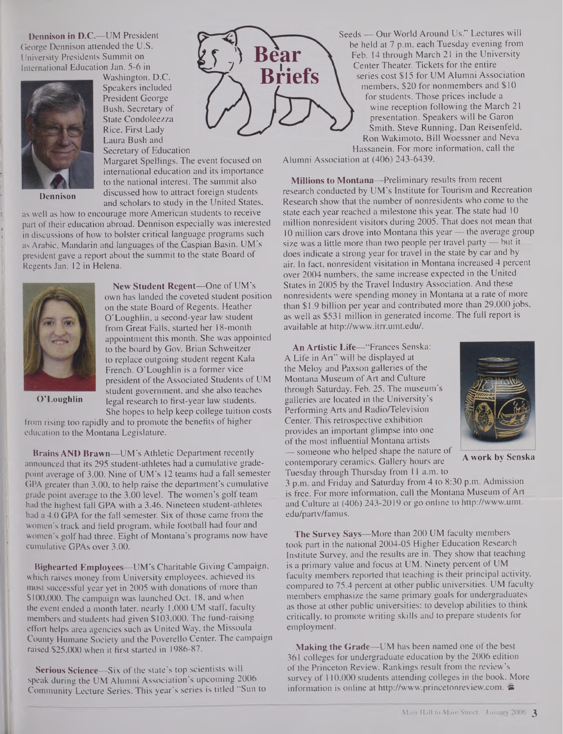# Bear Briefs

**Dennison in D.C.**—UM President George Dennison attended the U.S. University Presidents Summit on International Education Jan. 5-6 in Washington, D.C. Speakers included President George Bush, Secretary of State Condoleezza Rice, First Lady Laura Bush and Secretary of Education Margaret Spellings. The event focused on international education and its importance to the national interest. The summit also discussed how to attract foreign students and scholars to study in the United States, as well as how to encourage more American students to receive part of their education abroad. Dennison especially was interested in discussions of how to bolster critical language programs such as Arabic, Mandarin and languages of the Caspian Basin. UM's president gave a report about the summit to the state Board of Regents Jan. 12 in Helena.

Dennison

**New Student Regent**—One of UM's own has landed the coveted student position on the state Board of Regents. Heather O'Loughlin, a second-year law student from Great Falls, started her 18-month appointment this month. She was appointed to the board by Gov. Brian Schweitzer to replace outgoing student regent Kala French. O'Loughlin is a former vice president of the Associated Students of UM student government, and she also teaches legal research to first-year law students. She hopes to help keep college tuition costs from rising too rapidly and to promote the benefits of higher education to the Montana Legislature.

O'Loughlin

**Brains AND Brawn**—UM's Athletic Department recently announced that its 295 student-athletes had a cumulative grade-point average of 3.00. Nine of UM's 12 teams had a fall semester GPA greater than 3.00, to help raise the department's cumulative grade point average to the 3.00 level. The women's golf team had the highest fall GPA with a 3.46. Nineteen student-athletes had a 4.0 GPA for the fall semester. Six of those came from the women's track and field program, while football had four and women's golf had three. Eight of Montana's programs now have cumulative GPAs over 3.00.

**Bighearted Employees**—UM's Charitable Giving Campaign, which raises money from University employees, achieved its most successful year yet in 2005 with donations of more than $100,000. The campaign was launched Oct. 18, and when the event ended a month later, nearly 1,000 UM staff, faculty members and students had given $103,000. The fund-raising effort helps area agencies such as United Way, the Missoula County Humane Society and the Poverello Center. The campaign raised $25,000 when it first started in 1986-87.

**Serious Science**—Six of the state's top scientists will speak during the UM Alumni Association's upcoming 2006 Community Lecture Series. This year's series is titled "Sun to Seeds — Our World Around Us." Lectures will be held at 7 p.m. each Tuesday evening from Feb. 14 through March 21 in the University Center Theater. Tickets for the entire series cost $15 for UM Alumni Association members, $20 for nonmembers and $10 for students. Those prices include a wine reception following the March 21 presentation. Speakers will be Garon Smith, Steve Running, Dan Reisenfeld, Ron Wakimoto, Bill Woessner and Neva Hassanein. For more information, call the Alumni Association at (406) 243-6439.

**Millions to Montana**—Preliminary results from recent research conducted by UM's Institute for Tourism and Recreation Research show that the number of nonresidents who come to the state each year reached a milestone this year. The state had 10 million nonresident visitors during 2005. That does not mean that 10 million cars drove into Montana this year — the average group size was a little more than two people per travel party — but it does indicate a strong year for travel in the state by car and by air. In fact, nonresident visitation in Montana increased 4 percent over 2004 numbers, the same increase expected in the United States in 2005 by the Travel Industry Association. And these nonresidents were spending money in Montana at a rate of more than $1.9 billion per year and contributed more than 29,000 jobs, as well as $531 million in generated income. The full report is available at http://www.itrr.umt.edu/.

**An Artistic Life**—"Frances Senska: A Life in Art" will be displayed at the Meloy and Paxson galleries of the Montana Museum of Art and Culture through Saturday, Feb. 25. The museum's galleries are located in the University's Performing Arts and Radio/Television Center. This retrospective exhibition provides an important glimpse into one of the most influential Montana artists — someone who helped shape the nature of contemporary ceramics. Gallery hours are Tuesday through Thursday from 11 a.m. to 3 p.m. and Friday and Saturday from 4 to 8:30 p.m. Admission is free. For more information, call the Montana Museum of Art and Culture at (406) 243-2019 or go online to http://www.umt.edu/partv/famus.

A work by Senska

**The Survey Says**—More than 200 UM faculty members took part in the national 2004-05 Higher Education Research Institute Survey, and the results are in. They show that teaching is a primary value and focus at UM. Ninety percent of UM faculty members reported that teaching is their principal activity, compared to 75.4 percent at other public universities. UM faculty members emphasize the same primary goals for undergraduates as those at other public universities: to develop abilities to think critically, to promote writing skills and to prepare students for employment.

**Making the Grade**—UM has been named one of the best 361 colleges for undergraduate education by the 2006 edition of the Princeton Review. Rankings result from the review's survey of 110,000 students attending colleges in the book. More information is online at http://www.princetonreview.com.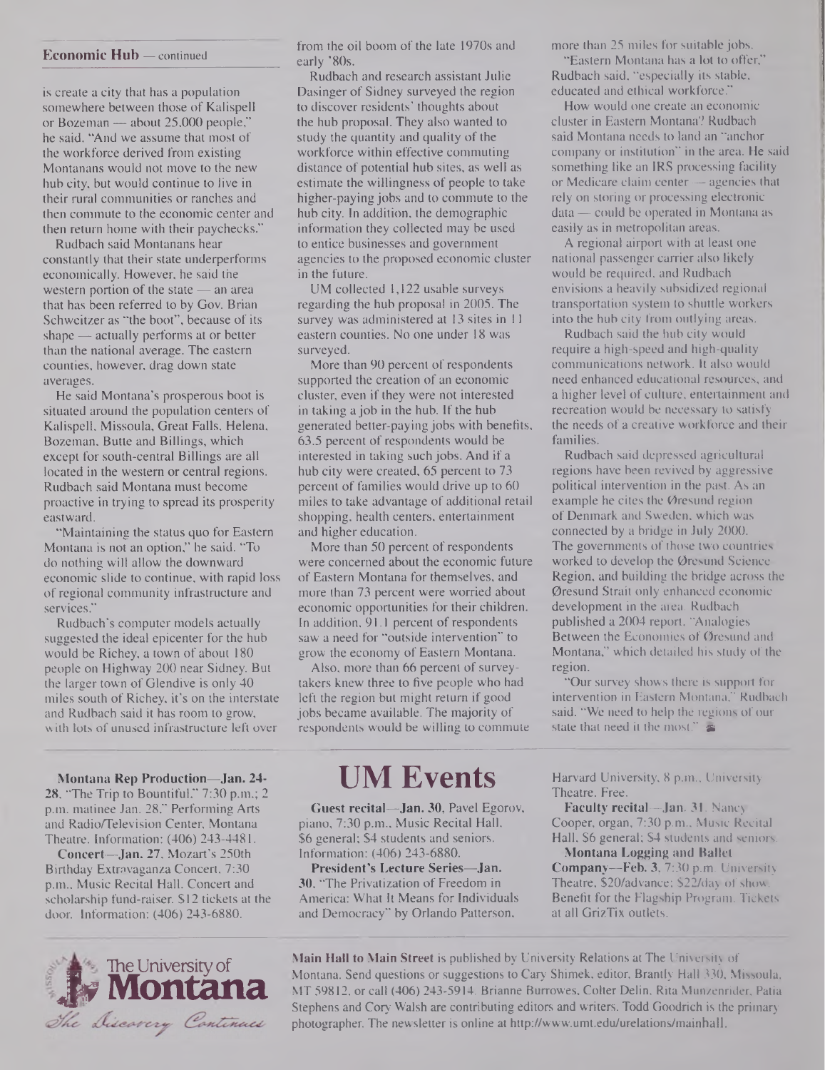**Economic Hub** — continued

is create a city that has a population somewhere between those of Kalispell or Bozeman — about 25,000 people," he said. "And we assume that most of the workforce derived from existing Montanans would not move to the new hub city, but would continue to live in their rural communities or ranches and then commute to the economic center and then return home with their paychecks."

Rudbach said Montanans hear constantly that their state underperforms economically. However, he said the western portion of the state — an area that has been referred to by Gov. Brian Schweitzer as "the boot", because of its shape — actually performs at or better than the national average. The eastern counties, however, drag down state averages.

He said Montana's prosperous boot is situated around the population centers of Kalispell, Missoula, Great Falls, Helena, Bozeman, Butte and Billings, which except for south-central Billings are all located in the western or central regions. Rudbach said Montana must become proactive in trying to spread its prosperity eastward.

"Maintaining the status quo for Eastern Montana is not an option," he said. "To do nothing will allow the downward economic slide to continue, with rapid loss of regional community infrastructure and services."

Rudbach's computer models actually suggested the ideal epicenter for the hub would be Richey, a town of about 180 people on Highway 200 near Sidney. But the larger town of Glendive is only 40 miles south of Richey, it's on the interstate and Rudbach said it has room to grow, with lots of unused infrastructure left over from the oil boom of the late 1970s and early '80s.

Rudbach and research assistant Julie Dasinger of Sidney surveyed the region to discover residents' thoughts about the hub proposal. They also wanted to study the quantity and quality of the workforce within effective commuting distance of potential hub sites, as well as estimate the willingness of people to take higher-paying jobs and to commute to the hub city. In addition, the demographic information they collected may be used to entice businesses and government agencies to the proposed economic cluster in the future.

UM collected 1,122 usable surveys regarding the hub proposal in 2005. The survey was administered at 13 sites in 11 eastern counties. No one under 18 was surveyed.

More than 90 percent of respondents supported the creation of an economic cluster, even if they were not interested in taking a job in the hub. If the hub generated better-paying jobs with benefits, 63.5 percent of respondents would be interested in taking such jobs. And if a hub city were created, 65 percent to 73 percent of families would drive up to 60 miles to take advantage of additional retail shopping, health centers, entertainment and higher education.

More than 50 percent of respondents were concerned about the economic future of Eastern Montana for themselves, and more than 73 percent were worried about economic opportunities for their children. In addition, 91.1 percent of respondents saw a need for "outside intervention" to grow the economy of Eastern Montana.

Also, more than 66 percent of survey-takers knew three to five people who had left the region but might return if good jobs became available. The majority of respondents would be willing to commute more than 25 miles for suitable jobs.

"Eastern Montana has a lot to offer," Rudbach said, "especially its stable, educated and ethical workforce."

How would one create an economic cluster in Eastern Montana? Rudbach said Montana needs to land an "anchor company or institution" in the area. He said something like an IRS processing facility or Medicare claim center — agencies that rely on storing or processing electronic data — could be operated in Montana as easily as in metropolitan areas.

A regional airport with at least one national passenger carrier also likely would be required, and Rudbach envisions a heavily subsidized regional transportation system to shuttle workers into the hub city from outlying areas.

Rudbach said the hub city would require a high-speed and high-quality communications network. It also would need enhanced educational resources, and a higher level of culture, entertainment and recreation would be necessary to satisfy the needs of a creative workforce and their families.

Rudbach said depressed agricultural regions have been revived by aggressive political intervention in the past. As an example he cites the Øresund region of Denmark and Sweden, which was connected by a bridge in July 2000. The governments of those two countries worked to develop the Øresund Science Region, and building the bridge across the Øresund Strait only enhanced economic development in the area. Rudbach published a 2004 report, "Analogies Between the Economies of Øresund and Montana," which detailed his study of the region.

"Our survey shows there is support for intervention in Eastern Montana," Rudbach said. "We need to help the regions of our state that need it the most."

# UM Events

**Montana Rep Production—Jan. 24-28**, "The Trip to Bountiful," 7:30 p.m.; 2 p.m. matinee Jan. 28." Performing Arts and Radio/Television Center, Montana Theatre. Information: (406) 243-4481.

**Concert—Jan. 27**, Mozart's 250th Birthday Extravaganza Concert, 7:30 p.m., Music Recital Hall. Concert and scholarship fund-raiser. $12 tickets at the door. Information: (406) 243-6880.

**Guest recital—Jan. 30**, Pavel Egorov, piano, 7:30 p.m., Music Recital Hall. $6 general; $4 students and seniors. Information: (406) 243-6880.

**President's Lecture Series—Jan. 30**, "The Privatization of Freedom in America: What It Means for Individuals and Democracy" by Orlando Patterson, Harvard University, 8 p.m., University Theatre. Free.

**Faculty recital—Jan. 31**, Nancy Cooper, organ, 7:30 p.m., Music Recital Hall. $6 general; $4 students and seniors.

**Montana Logging and Ballet Company—Feb. 3**, 7:30 p.m. University Theatre. $20/advance; $22/day of show. Benefit for the Flagship Program. Tickets at all GrizTix outlets.

The University of Montana
*The Discovery Continues*

**Main Hall to Main Street** is published by University Relations at The University of Montana. Send questions or suggestions to Cary Shimek, editor, Brantly Hall 330, Missoula, MT 59812, or call (406) 243-5914. Brianne Burrowes, Colter Delin, Rita Munzenrider, Patia Stephens and Cory Walsh are contributing editors and writers. Todd Goodrich is the primary photographer. The newsletter is online at http://www.umt.edu/urelations/mainhall.